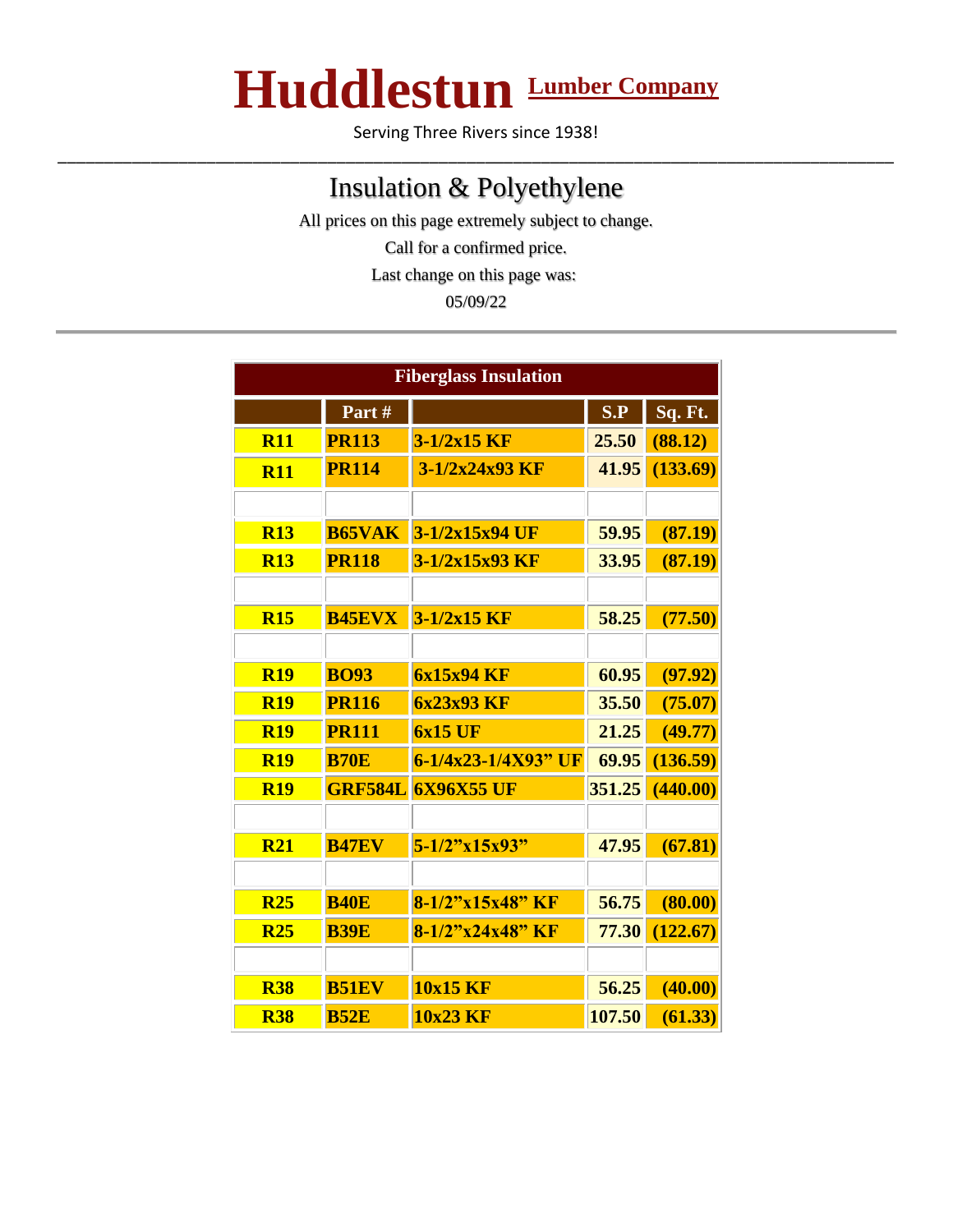# Huddlestun Lumber Company

Serving Three Rivers since 1938!

---

## Insulation & Polyethylene

All prices on this page extremely subject to change.

Call for a confirmed price.

Last change on this page was:

05/09/22

---

| Fiberglass Insulation | | | | |
|---|---|---|---|---|
| | **Part #** | | **S.P** | **Sq. Ft.** |
| **R11** | **PR113** | **3-1/2x15 KF** | **25.50** | **(88.12)** |
| **R11** | **PR114** | **3-1/2x24x93 KF** | **41.95** | **(133.69)** |
| | | | | |
| **R13** | **B65VAK** | **3-1/2x15x94 UF** | **59.95** | **(87.19)** |
| **R13** | **PR118** | **3-1/2x15x93 KF** | **33.95** | **(87.19)** |
| | | | | |
| **R15** | **B45EVX** | **3-1/2x15 KF** | **58.25** | **(77.50)** |
| | | | | |
| **R19** | **BO93** | **6x15x94 KF** | **60.95** | **(97.92)** |
| **R19** | **PR116** | **6x23x93 KF** | **35.50** | **(75.07)** |
| **R19** | **PR111** | **6x15 UF** | **21.25** | **(49.77)** |
| **R19** | **B70E** | **6-1/4x23-1/4X93" UF** | **69.95** | **(136.59)** |
| **R19** | **GRF584L** | **6X96X55 UF** | **351.25** | **(440.00)** |
| | | | | |
| **R21** | **B47EV** | **5-1/2"x15x93"** | **47.95** | **(67.81)** |
| | | | | |
| **R25** | **B40E** | **8-1/2"x15x48" KF** | **56.75** | **(80.00)** |
| **R25** | **B39E** | **8-1/2"x24x48" KF** | **77.30** | **(122.67)** |
| | | | | |
| **R38** | **B51EV** | **10x15 KF** | **56.25** | **(40.00)** |
| **R38** | **B52E** | **10x23 KF** | **107.50** | **(61.33)** |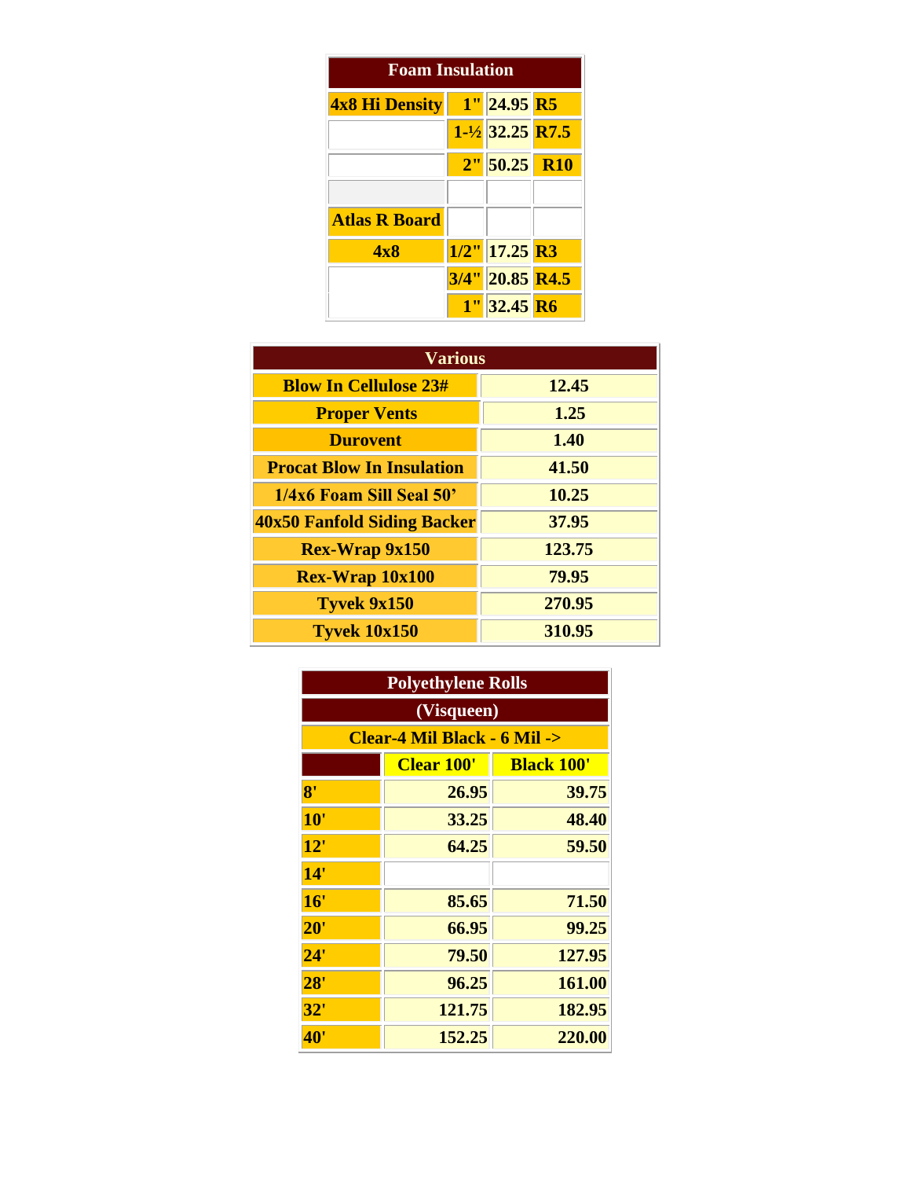| Foam Insulation | | | |
|---|---|---|---|
| 4x8 Hi Density | 1" | 24.95 | R5 |
| | 1-½ | 32.25 | R7.5 |
| | 2" | 50.25 | R10 |
| | | | |
| Atlas R Board | | | |
| 4x8 | 1/2" | 17.25 | R3 |
| | 3/4" | 20.85 | R4.5 |
| | 1" | 32.45 | R6 |

| Various | |
|---|---|
| Blow In Cellulose 23# | 12.45 |
| Proper Vents | 1.25 |
| Durovent | 1.40 |
| Procat Blow In Insulation | 41.50 |
| 1/4x6 Foam Sill Seal 50' | 10.25 |
| 40x50 Fanfold Siding Backer | 37.95 |
| Rex-Wrap 9x150 | 123.75 |
| Rex-Wrap 10x100 | 79.95 |
| Tyvek 9x150 | 270.95 |
| Tyvek 10x150 | 310.95 |

| Polyethylene Rolls (Visqueen) | | |
|---|---|---|
| Clear-4 Mil Black - 6 Mil -> | | |
| | Clear 100' | Black 100' |
| 8' | 26.95 | 39.75 |
| 10' | 33.25 | 48.40 |
| 12' | 64.25 | 59.50 |
| 14' | | |
| 16' | 85.65 | 71.50 |
| 20' | 66.95 | 99.25 |
| 24' | 79.50 | 127.95 |
| 28' | 96.25 | 161.00 |
| 32' | 121.75 | 182.95 |
| 40' | 152.25 | 220.00 |